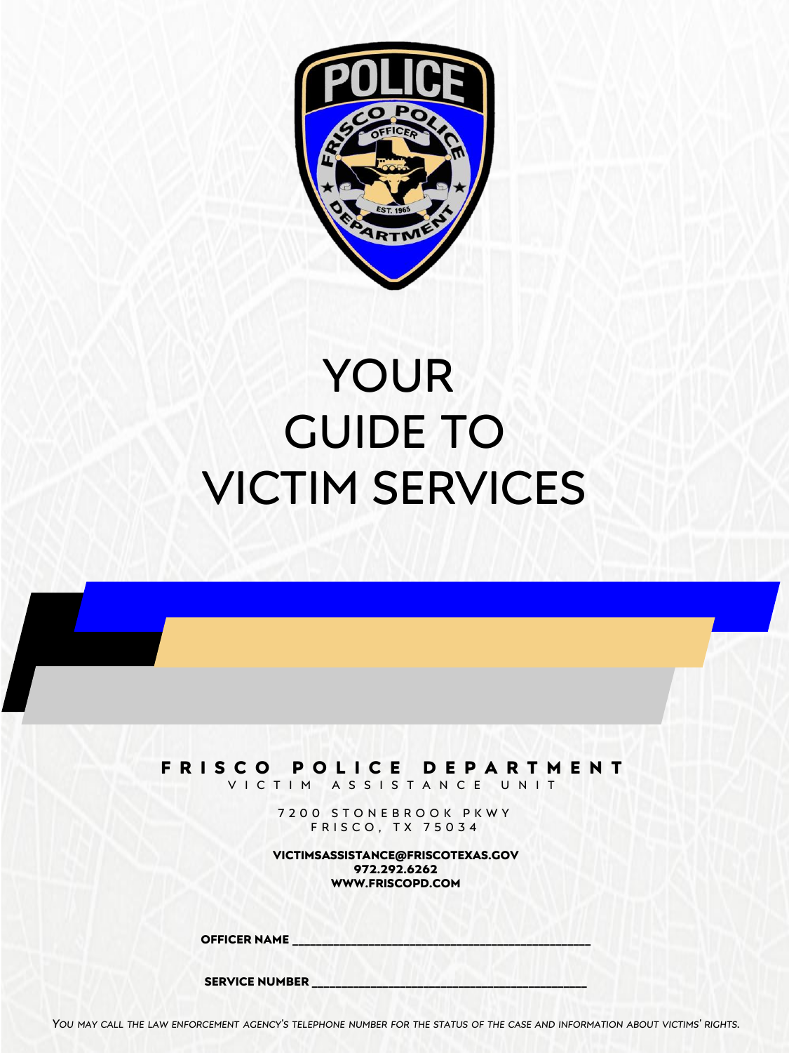# YOUR GUIDE TO VICTIM SERVICES

**FRISCO POLICE DEPARTMENT**

VICTIM ASSISTANCE UNIT

7200 STONEBROOK PKWY
FRISCO, TX 75034

**VICTIMSASSISTANCE@FRISCOTEXAS.GOV**
**972.292.6262**
**WWW.FRISCOPD.COM**

**OFFICER NAME** ___________________________________________

**SERVICE NUMBER** ________________________________________

*You may call the law enforcement agency's telephone number for the status of the case and information about victims' rights.*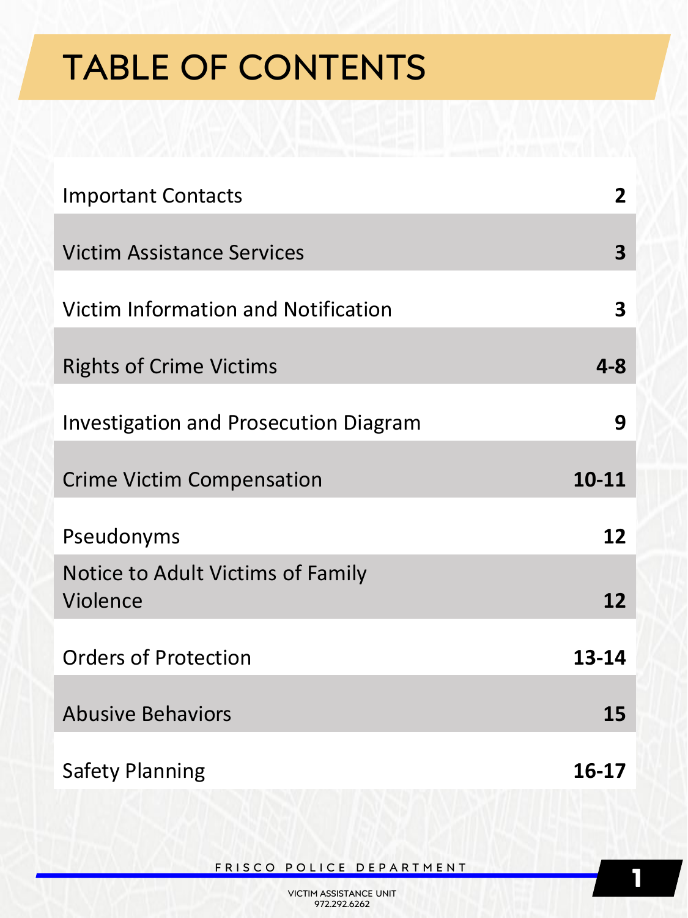# TABLE OF CONTENTS

| Section | Page |
|---|---|
| Important Contacts | **2** |
| Victim Assistance Services | **3** |
| Victim Information and Notification | **3** |
| Rights of Crime Victims | **4-8** |
| Investigation and Prosecution Diagram | **9** |
| Crime Victim Compensation | **10-11** |
| Pseudonyms | **12** |
| Notice to Adult Victims of Family Violence | **12** |
| Orders of Protection | **13-14** |
| Abusive Behaviors | **15** |
| Safety Planning | **16-17** |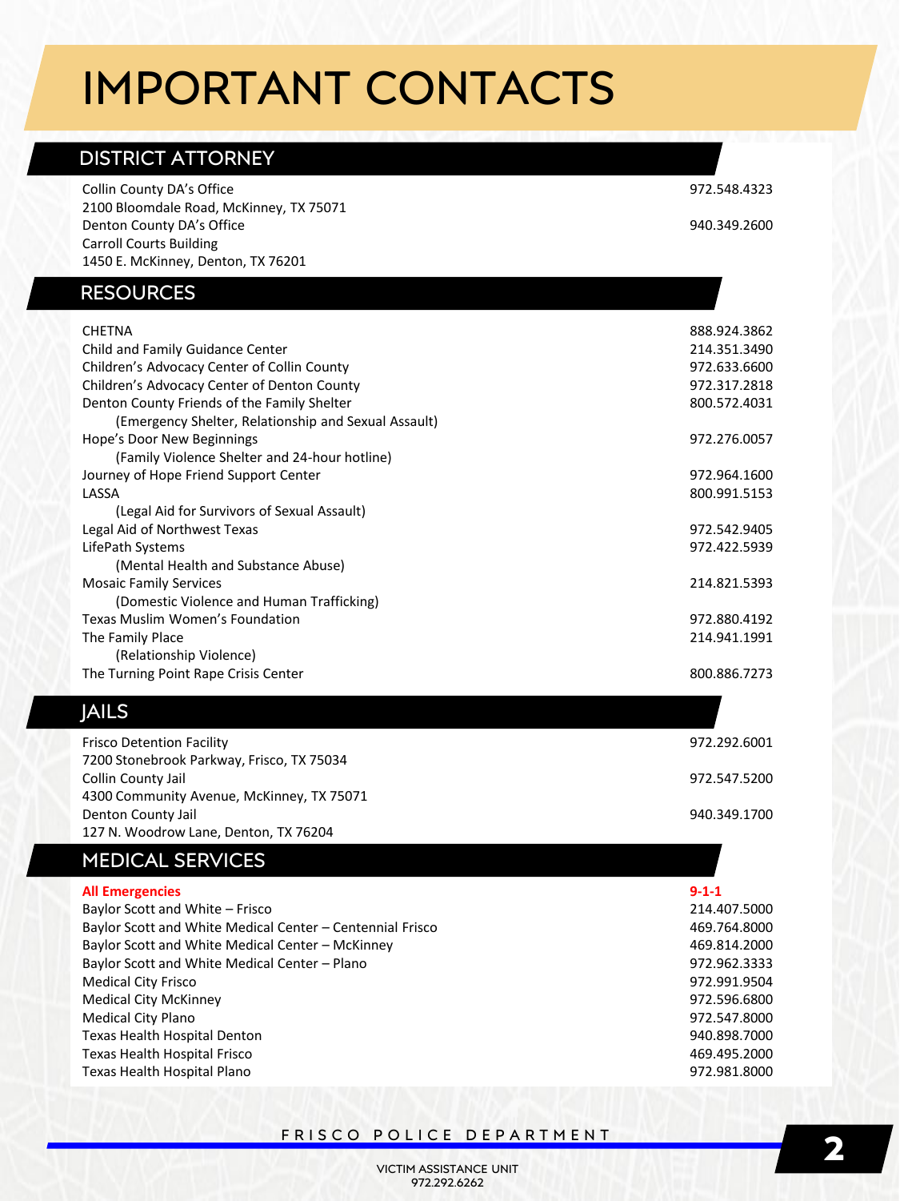# IMPORTANT CONTACTS

## DISTRICT ATTORNEY

| | |
|---|---|
| Collin County DA's Office<br>2100 Bloomdale Road, McKinney, TX 75071 | 972.548.4323 |
| Denton County DA's Office<br>Carroll Courts Building<br>1450 E. McKinney, Denton, TX 76201 | 940.349.2600 |

## RESOURCES

| | |
|---|---|
| CHETNA | 888.924.3862 |
| Child and Family Guidance Center | 214.351.3490 |
| Children's Advocacy Center of Collin County | 972.633.6600 |
| Children's Advocacy Center of Denton County | 972.317.2818 |
| Denton County Friends of the Family Shelter<br>(Emergency Shelter, Relationship and Sexual Assault) | 800.572.4031 |
| Hope's Door New Beginnings<br>(Family Violence Shelter and 24-hour hotline) | 972.276.0057 |
| Journey of Hope Friend Support Center | 972.964.1600 |
| LASSA<br>(Legal Aid for Survivors of Sexual Assault) | 800.991.5153 |
| Legal Aid of Northwest Texas | 972.542.9405 |
| LifePath Systems<br>(Mental Health and Substance Abuse) | 972.422.5939 |
| Mosaic Family Services<br>(Domestic Violence and Human Trafficking) | 214.821.5393 |
| Texas Muslim Women's Foundation | 972.880.4192 |
| The Family Place<br>(Relationship Violence) | 214.941.1991 |
| The Turning Point Rape Crisis Center | 800.886.7273 |

## JAILS

| | |
|---|---|
| Frisco Detention Facility<br>7200 Stonebrook Parkway, Frisco, TX 75034 | 972.292.6001 |
| Collin County Jail<br>4300 Community Avenue, McKinney, TX 75071 | 972.547.5200 |
| Denton County Jail<br>127 N. Woodrow Lane, Denton, TX 76204 | 940.349.1700 |

## MEDICAL SERVICES

| | |
|---|---|
| **All Emergencies** | **9-1-1** |
| Baylor Scott and White – Frisco | 214.407.5000 |
| Baylor Scott and White Medical Center – Centennial Frisco | 469.764.8000 |
| Baylor Scott and White Medical Center – McKinney | 469.814.2000 |
| Baylor Scott and White Medical Center – Plano | 972.962.3333 |
| Medical City Frisco | 972.991.9504 |
| Medical City McKinney | 972.596.6800 |
| Medical City Plano | 972.547.8000 |
| Texas Health Hospital Denton | 940.898.7000 |
| Texas Health Hospital Frisco | 469.495.2000 |
| Texas Health Hospital Plano | 972.981.8000 |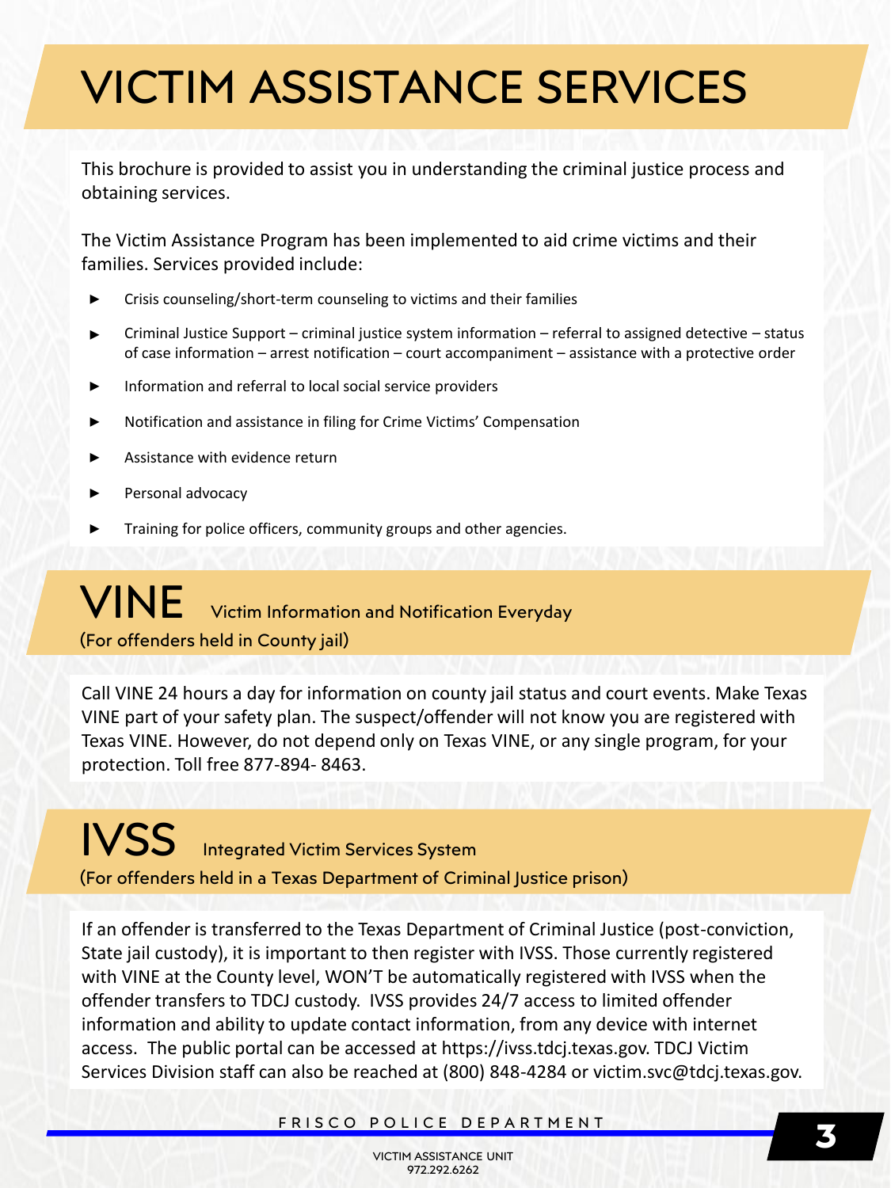# VICTIM ASSISTANCE SERVICES

This brochure is provided to assist you in understanding the criminal justice process and obtaining services.

The Victim Assistance Program has been implemented to aid crime victims and their families. Services provided include:

- Crisis counseling/short-term counseling to victims and their families
- Criminal Justice Support – criminal justice system information – referral to assigned detective – status of case information – arrest notification – court accompaniment – assistance with a protective order
- Information and referral to local social service providers
- Notification and assistance in filing for Crime Victims' Compensation
- Assistance with evidence return
- Personal advocacy
- Training for police officers, community groups and other agencies.

## VINE Victim Information and Notification Everyday

(For offenders held in County jail)

Call VINE 24 hours a day for information on county jail status and court events. Make Texas VINE part of your safety plan. The suspect/offender will not know you are registered with Texas VINE. However, do not depend only on Texas VINE, or any single program, for your protection. Toll free 877-894- 8463.

## IVSS Integrated Victim Services System

(For offenders held in a Texas Department of Criminal Justice prison)

If an offender is transferred to the Texas Department of Criminal Justice (post-conviction, State jail custody), it is important to then register with IVSS. Those currently registered with VINE at the County level, WON'T be automatically registered with IVSS when the offender transfers to TDCJ custody. IVSS provides 24/7 access to limited offender information and ability to update contact information, from any device with internet access. The public portal can be accessed at https://ivss.tdcj.texas.gov. TDCJ Victim Services Division staff can also be reached at (800) 848-4284 or victim.svc@tdcj.texas.gov.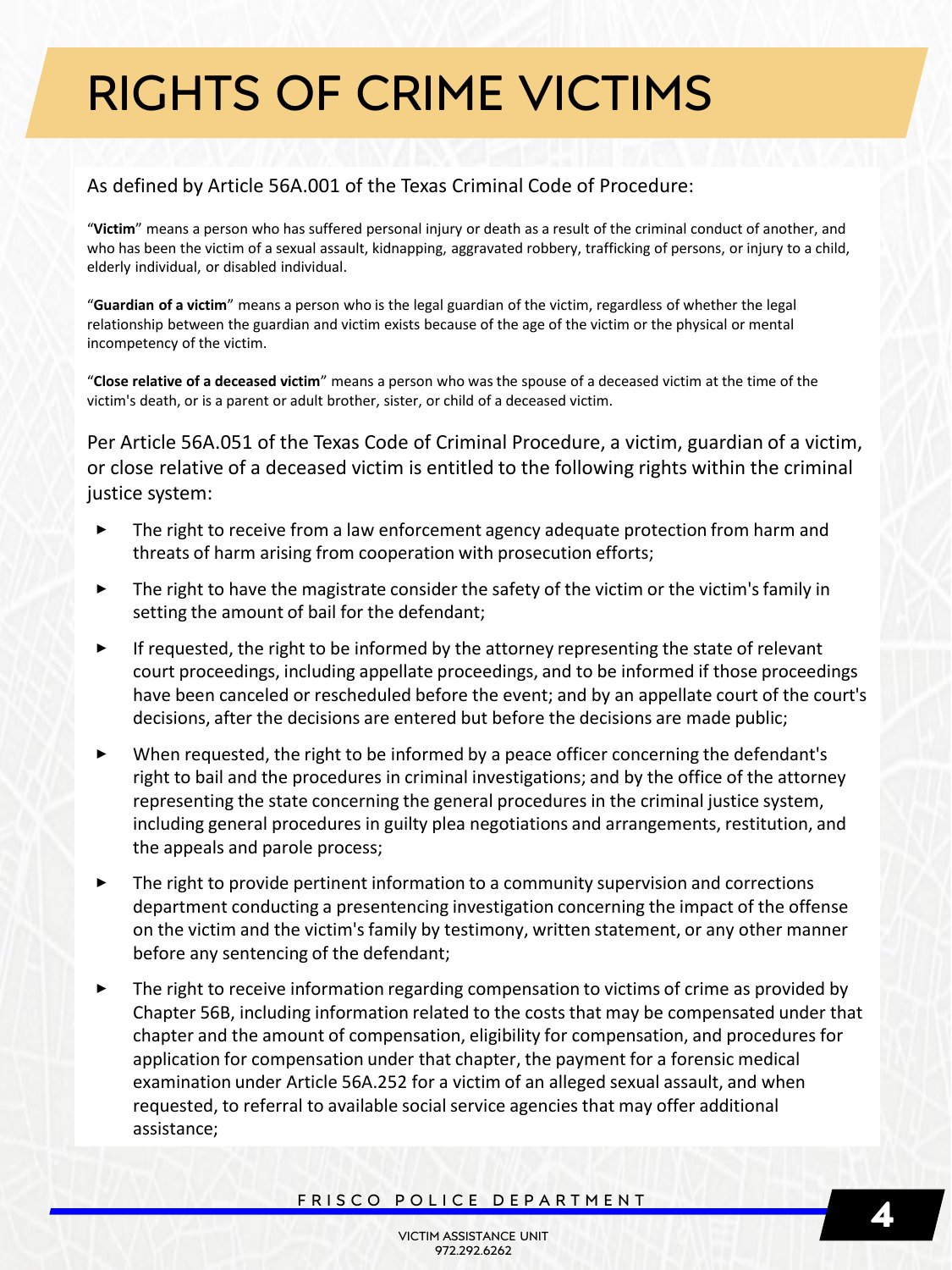# RIGHTS OF CRIME VICTIMS

As defined by Article 56A.001 of the Texas Criminal Code of Procedure:

"**Victim**" means a person who has suffered personal injury or death as a result of the criminal conduct of another, and who has been the victim of a sexual assault, kidnapping, aggravated robbery, trafficking of persons, or injury to a child, elderly individual, or disabled individual.

"**Guardian of a victim**" means a person who is the legal guardian of the victim, regardless of whether the legal relationship between the guardian and victim exists because of the age of the victim or the physical or mental incompetency of the victim.

"**Close relative of a deceased victim**" means a person who was the spouse of a deceased victim at the time of the victim's death, or is a parent or adult brother, sister, or child of a deceased victim.

Per Article 56A.051 of the Texas Code of Criminal Procedure, a victim, guardian of a victim, or close relative of a deceased victim is entitled to the following rights within the criminal justice system:

- The right to receive from a law enforcement agency adequate protection from harm and threats of harm arising from cooperation with prosecution efforts;
- The right to have the magistrate consider the safety of the victim or the victim's family in setting the amount of bail for the defendant;
- If requested, the right to be informed by the attorney representing the state of relevant court proceedings, including appellate proceedings, and to be informed if those proceedings have been canceled or rescheduled before the event; and by an appellate court of the court's decisions, after the decisions are entered but before the decisions are made public;
- When requested, the right to be informed by a peace officer concerning the defendant's right to bail and the procedures in criminal investigations; and by the office of the attorney representing the state concerning the general procedures in the criminal justice system, including general procedures in guilty plea negotiations and arrangements, restitution, and the appeals and parole process;
- The right to provide pertinent information to a community supervision and corrections department conducting a presentencing investigation concerning the impact of the offense on the victim and the victim's family by testimony, written statement, or any other manner before any sentencing of the defendant;
- The right to receive information regarding compensation to victims of crime as provided by Chapter 56B, including information related to the costs that may be compensated under that chapter and the amount of compensation, eligibility for compensation, and procedures for application for compensation under that chapter, the payment for a forensic medical examination under Article 56A.252 for a victim of an alleged sexual assault, and when requested, to referral to available social service agencies that may offer additional assistance;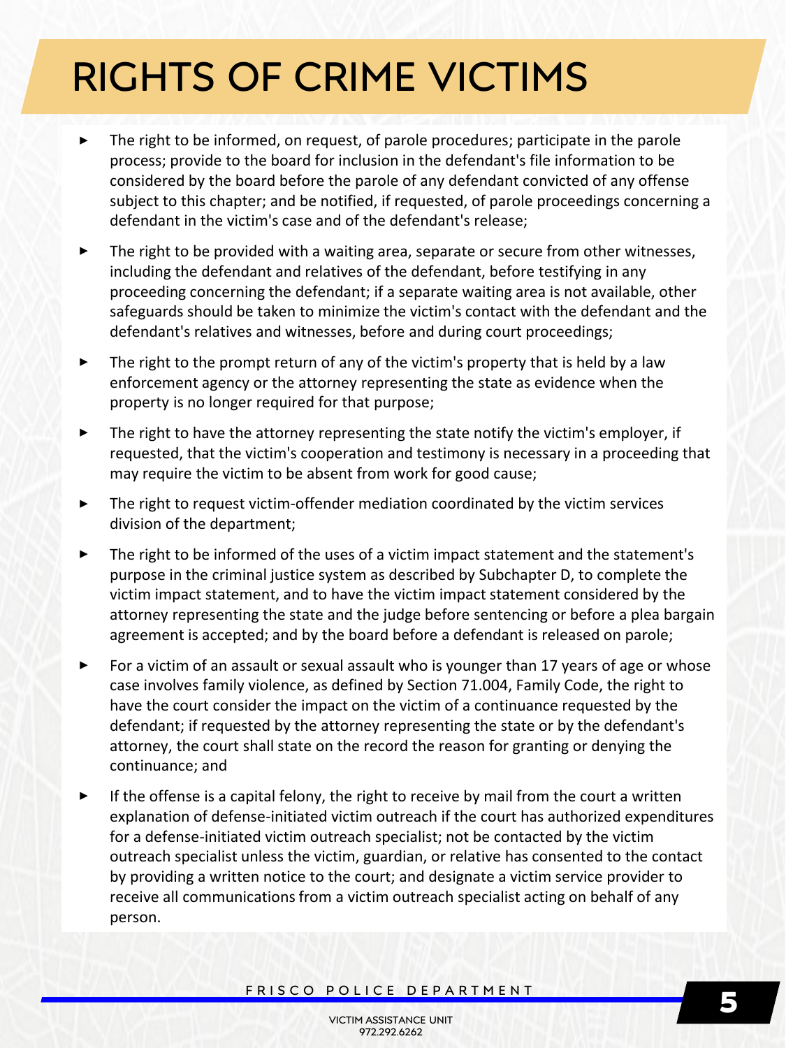# RIGHTS OF CRIME VICTIMS

- The right to be informed, on request, of parole procedures; participate in the parole process; provide to the board for inclusion in the defendant's file information to be considered by the board before the parole of any defendant convicted of any offense subject to this chapter; and be notified, if requested, of parole proceedings concerning a defendant in the victim's case and of the defendant's release;
- The right to be provided with a waiting area, separate or secure from other witnesses, including the defendant and relatives of the defendant, before testifying in any proceeding concerning the defendant; if a separate waiting area is not available, other safeguards should be taken to minimize the victim's contact with the defendant and the defendant's relatives and witnesses, before and during court proceedings;
- The right to the prompt return of any of the victim's property that is held by a law enforcement agency or the attorney representing the state as evidence when the property is no longer required for that purpose;
- The right to have the attorney representing the state notify the victim's employer, if requested, that the victim's cooperation and testimony is necessary in a proceeding that may require the victim to be absent from work for good cause;
- The right to request victim-offender mediation coordinated by the victim services division of the department;
- The right to be informed of the uses of a victim impact statement and the statement's purpose in the criminal justice system as described by Subchapter D, to complete the victim impact statement, and to have the victim impact statement considered by the attorney representing the state and the judge before sentencing or before a plea bargain agreement is accepted; and by the board before a defendant is released on parole;
- For a victim of an assault or sexual assault who is younger than 17 years of age or whose case involves family violence, as defined by Section 71.004, Family Code, the right to have the court consider the impact on the victim of a continuance requested by the defendant; if requested by the attorney representing the state or by the defendant's attorney, the court shall state on the record the reason for granting or denying the continuance; and
- If the offense is a capital felony, the right to receive by mail from the court a written explanation of defense-initiated victim outreach if the court has authorized expenditures for a defense-initiated victim outreach specialist; not be contacted by the victim outreach specialist unless the victim, guardian, or relative has consented to the contact by providing a written notice to the court; and designate a victim service provider to receive all communications from a victim outreach specialist acting on behalf of any person.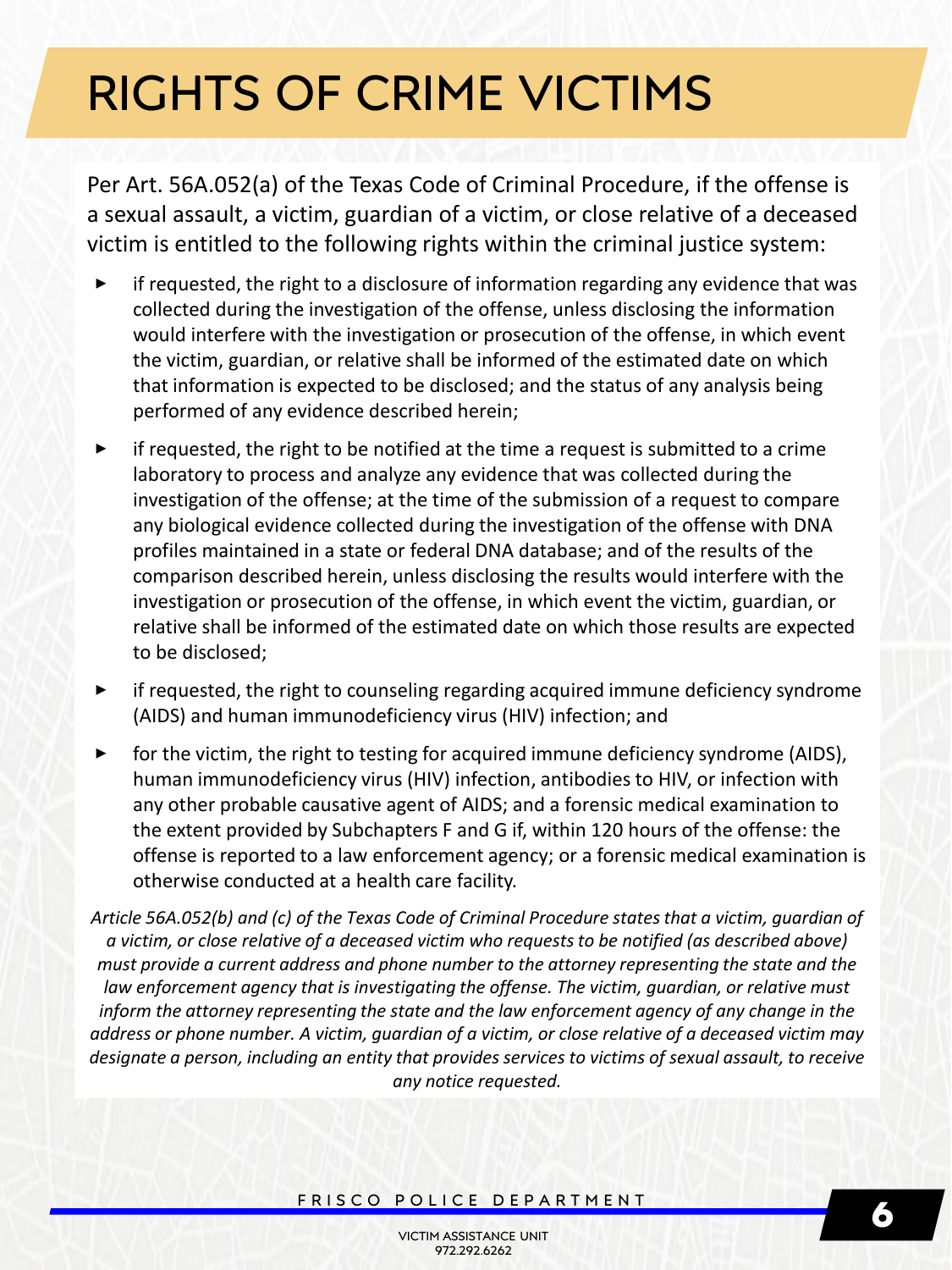# RIGHTS OF CRIME VICTIMS

Per Art. 56A.052(a) of the Texas Code of Criminal Procedure, if the offense is a sexual assault, a victim, guardian of a victim, or close relative of a deceased victim is entitled to the following rights within the criminal justice system:

- if requested, the right to a disclosure of information regarding any evidence that was collected during the investigation of the offense, unless disclosing the information would interfere with the investigation or prosecution of the offense, in which event the victim, guardian, or relative shall be informed of the estimated date on which that information is expected to be disclosed; and the status of any analysis being performed of any evidence described herein;
- if requested, the right to be notified at the time a request is submitted to a crime laboratory to process and analyze any evidence that was collected during the investigation of the offense; at the time of the submission of a request to compare any biological evidence collected during the investigation of the offense with DNA profiles maintained in a state or federal DNA database; and of the results of the comparison described herein, unless disclosing the results would interfere with the investigation or prosecution of the offense, in which event the victim, guardian, or relative shall be informed of the estimated date on which those results are expected to be disclosed;
- if requested, the right to counseling regarding acquired immune deficiency syndrome (AIDS) and human immunodeficiency virus (HIV) infection; and
- for the victim, the right to testing for acquired immune deficiency syndrome (AIDS), human immunodeficiency virus (HIV) infection, antibodies to HIV, or infection with any other probable causative agent of AIDS; and a forensic medical examination to the extent provided by Subchapters F and G if, within 120 hours of the offense: the offense is reported to a law enforcement agency; or a forensic medical examination is otherwise conducted at a health care facility.

*Article 56A.052(b) and (c) of the Texas Code of Criminal Procedure states that a victim, guardian of a victim, or close relative of a deceased victim who requests to be notified (as described above) must provide a current address and phone number to the attorney representing the state and the law enforcement agency that is investigating the offense. The victim, guardian, or relative must inform the attorney representing the state and the law enforcement agency of any change in the address or phone number. A victim, guardian of a victim, or close relative of a deceased victim may designate a person, including an entity that provides services to victims of sexual assault, to receive any notice requested.*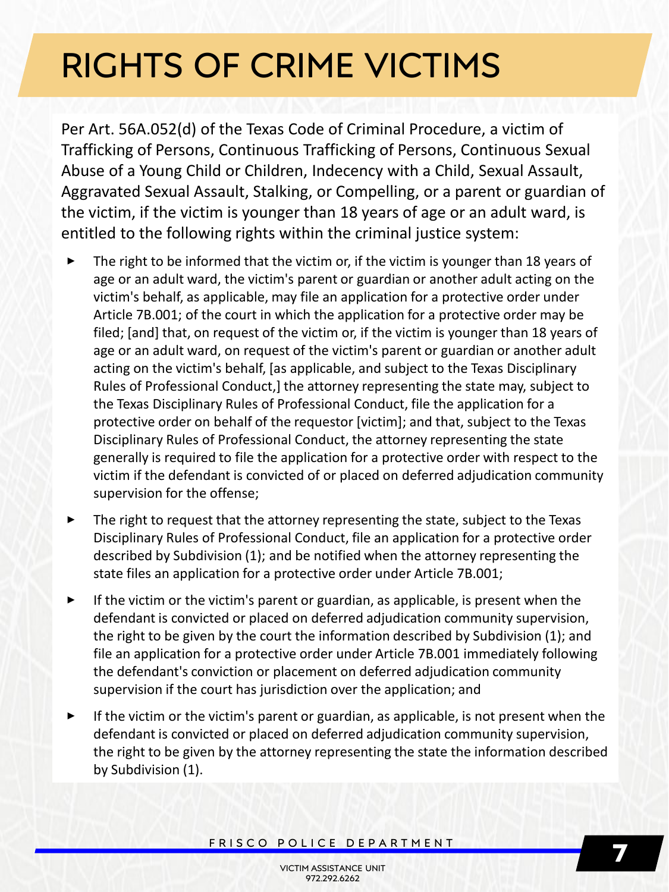# RIGHTS OF CRIME VICTIMS

Per Art. 56A.052(d) of the Texas Code of Criminal Procedure, a victim of Trafficking of Persons, Continuous Trafficking of Persons, Continuous Sexual Abuse of a Young Child or Children, Indecency with a Child, Sexual Assault, Aggravated Sexual Assault, Stalking, or Compelling, or a parent or guardian of the victim, if the victim is younger than 18 years of age or an adult ward, is entitled to the following rights within the criminal justice system:

- The right to be informed that the victim or, if the victim is younger than 18 years of age or an adult ward, the victim's parent or guardian or another adult acting on the victim's behalf, as applicable, may file an application for a protective order under Article 7B.001; of the court in which the application for a protective order may be filed; [and] that, on request of the victim or, if the victim is younger than 18 years of age or an adult ward, on request of the victim's parent or guardian or another adult acting on the victim's behalf, [as applicable, and subject to the Texas Disciplinary Rules of Professional Conduct,] the attorney representing the state may, subject to the Texas Disciplinary Rules of Professional Conduct, file the application for a protective order on behalf of the requestor [victim]; and that, subject to the Texas Disciplinary Rules of Professional Conduct, the attorney representing the state generally is required to file the application for a protective order with respect to the victim if the defendant is convicted of or placed on deferred adjudication community supervision for the offense;
- The right to request that the attorney representing the state, subject to the Texas Disciplinary Rules of Professional Conduct, file an application for a protective order described by Subdivision (1); and be notified when the attorney representing the state files an application for a protective order under Article 7B.001;
- If the victim or the victim's parent or guardian, as applicable, is present when the defendant is convicted or placed on deferred adjudication community supervision, the right to be given by the court the information described by Subdivision (1); and file an application for a protective order under Article 7B.001 immediately following the defendant's conviction or placement on deferred adjudication community supervision if the court has jurisdiction over the application; and
- If the victim or the victim's parent or guardian, as applicable, is not present when the defendant is convicted or placed on deferred adjudication community supervision, the right to be given by the attorney representing the state the information described by Subdivision (1).

FRISCO POLICE DEPARTMENT

VICTIM ASSISTANCE UNIT
972.292.6262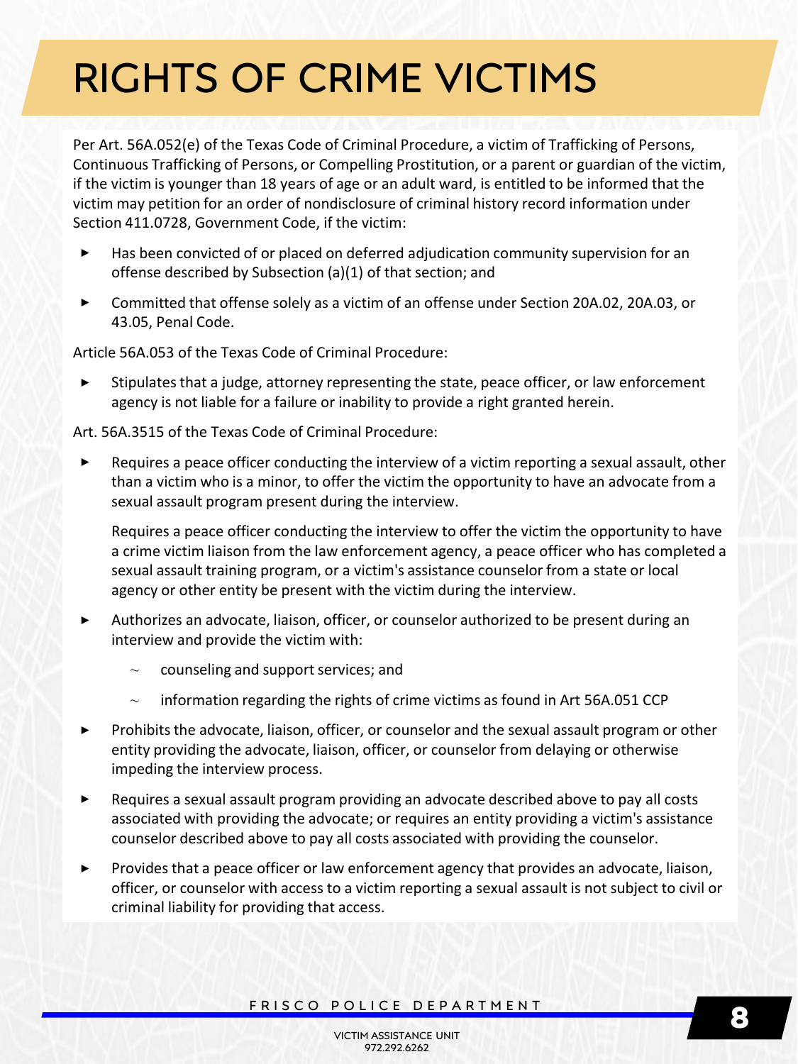# RIGHTS OF CRIME VICTIMS

Per Art. 56A.052(e) of the Texas Code of Criminal Procedure, a victim of Trafficking of Persons, Continuous Trafficking of Persons, or Compelling Prostitution, or a parent or guardian of the victim, if the victim is younger than 18 years of age or an adult ward, is entitled to be informed that the victim may petition for an order of nondisclosure of criminal history record information under Section 411.0728, Government Code, if the victim:

- Has been convicted of or placed on deferred adjudication community supervision for an offense described by Subsection (a)(1) of that section; and
- Committed that offense solely as a victim of an offense under Section 20A.02, 20A.03, or 43.05, Penal Code.

Article 56A.053 of the Texas Code of Criminal Procedure:

- Stipulates that a judge, attorney representing the state, peace officer, or law enforcement agency is not liable for a failure or inability to provide a right granted herein.

Art. 56A.3515 of the Texas Code of Criminal Procedure:

- Requires a peace officer conducting the interview of a victim reporting a sexual assault, other than a victim who is a minor, to offer the victim the opportunity to have an advocate from a sexual assault program present during the interview.

  Requires a peace officer conducting the interview to offer the victim the opportunity to have a crime victim liaison from the law enforcement agency, a peace officer who has completed a sexual assault training program, or a victim's assistance counselor from a state or local agency or other entity be present with the victim during the interview.
- Authorizes an advocate, liaison, officer, or counselor authorized to be present during an interview and provide the victim with:
  - counseling and support services; and
  - information regarding the rights of crime victims as found in Art 56A.051 CCP
- Prohibits the advocate, liaison, officer, or counselor and the sexual assault program or other entity providing the advocate, liaison, officer, or counselor from delaying or otherwise impeding the interview process.
- Requires a sexual assault program providing an advocate described above to pay all costs associated with providing the advocate; or requires an entity providing a victim's assistance counselor described above to pay all costs associated with providing the counselor.
- Provides that a peace officer or law enforcement agency that provides an advocate, liaison, officer, or counselor with access to a victim reporting a sexual assault is not subject to civil or criminal liability for providing that access.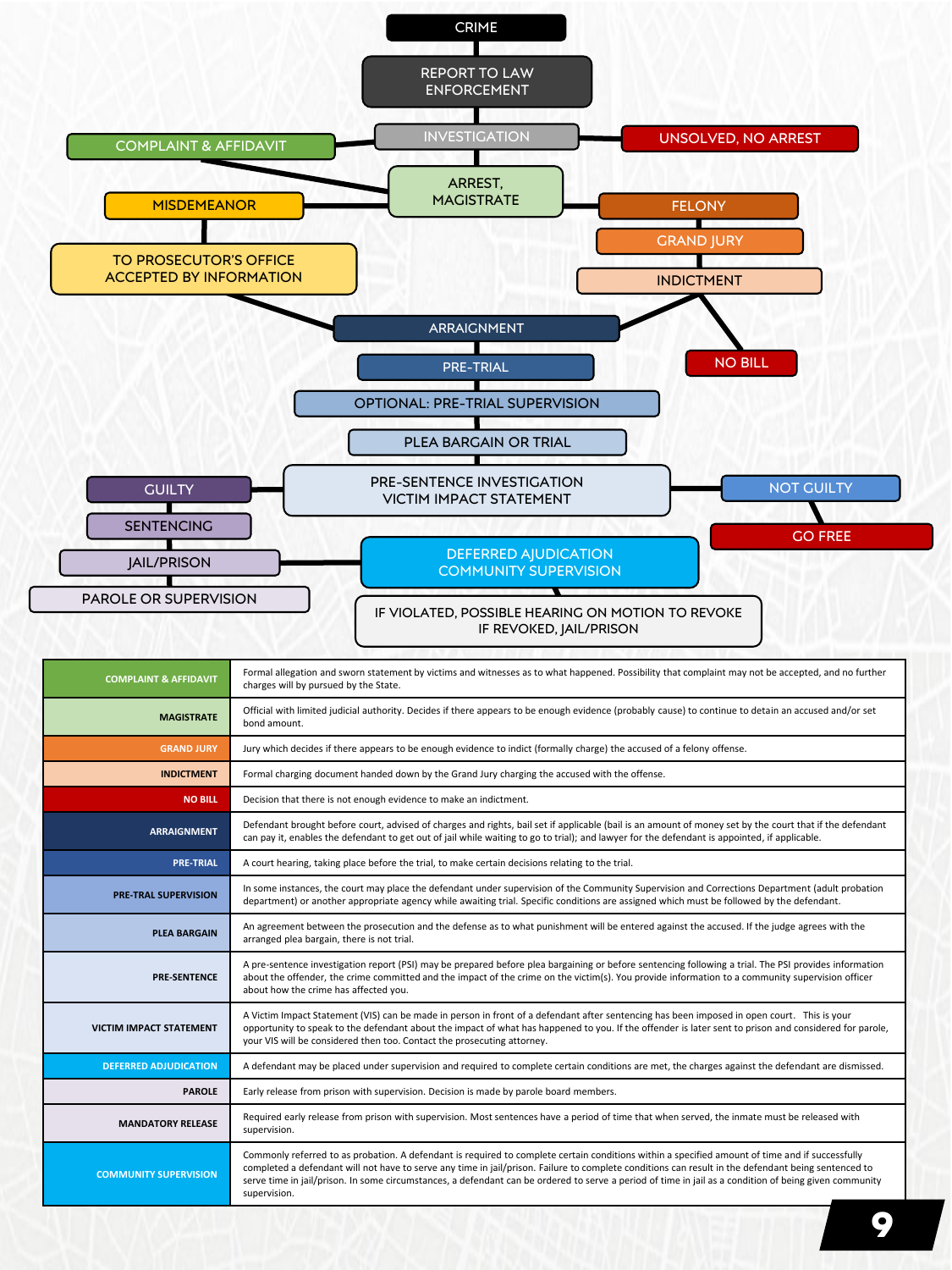CRIME

REPORT TO LAW ENFORCEMENT

INVESTIGATION

COMPLAINT & AFFIDAVIT

UNSOLVED, NO ARREST

ARREST, MAGISTRATE

MISDEMEANOR

FELONY

GRAND JURY

TO PROSECUTOR'S OFFICE ACCEPTED BY INFORMATION

INDICTMENT

ARRAIGNMENT

NO BILL

PRE-TRIAL

OPTIONAL: PRE-TRIAL SUPERVISION

PLEA BARGAIN OR TRIAL

GUILTY

PRE-SENTENCE INVESTIGATION VICTIM IMPACT STATEMENT

NOT GUILTY

SENTENCING

GO FREE

JAIL/PRISON

DEFERRED ADJUDICATION COMMUNITY SUPERVISION

PAROLE OR SUPERVISION

IF VIOLATED, POSSIBLE HEARING ON MOTION TO REVOKE IF REVOKED, JAIL/PRISON

| Term | Definition |
|---|---|
| COMPLAINT & AFFIDAVIT | Formal allegation and sworn statement by victims and witnesses as to what happened. Possibility that complaint may not be accepted, and no further charges will by pursued by the State. |
| MAGISTRATE | Official with limited judicial authority. Decides if there appears to be enough evidence (probably cause) to continue to detain an accused and/or set bond amount. |
| GRAND JURY | Jury which decides if there appears to be enough evidence to indict (formally charge) the accused of a felony offense. |
| INDICTMENT | Formal charging document handed down by the Grand Jury charging the accused with the offense. |
| NO BILL | Decision that there is not enough evidence to make an indictment. |
| ARRAIGNMENT | Defendant brought before court, advised of charges and rights, bail set if applicable (bail is an amount of money set by the court that if the defendant can pay it, enables the defendant to get out of jail while waiting to go to trial); and lawyer for the defendant is appointed, if applicable. |
| PRE-TRIAL | A court hearing, taking place before the trial, to make certain decisions relating to the trial. |
| PRE-TRAL SUPERVISION | In some instances, the court may place the defendant under supervision of the Community Supervision and Corrections Department (adult probation department) or another appropriate agency while awaiting trial. Specific conditions are assigned which must be followed by the defendant. |
| PLEA BARGAIN | An agreement between the prosecution and the defense as to what punishment will be entered against the accused. If the judge agrees with the arranged plea bargain, there is not trial. |
| PRE-SENTENCE | A pre-sentence investigation report (PSI) may be prepared before plea bargaining or before sentencing following a trial. The PSI provides information about the offender, the crime committed and the impact of the crime on the victim(s). You provide information to a community supervision officer about how the crime has affected you. |
| VICTIM IMPACT STATEMENT | A Victim Impact Statement (VIS) can be made in person in front of a defendant after sentencing has been imposed in open court. This is your opportunity to speak to the defendant about the impact of what has happened to you. If the offender is later sent to prison and considered for parole, your VIS will be considered then too. Contact the prosecuting attorney. |
| DEFERRED ADJUDICATION | A defendant may be placed under supervision and required to complete certain conditions are met, the charges against the defendant are dismissed. |
| PAROLE | Early release from prison with supervision. Decision is made by parole board members. |
| MANDATORY RELEASE | Required early release from prison with supervision. Most sentences have a period of time that when served, the inmate must be released with supervision. |
| COMMUNITY SUPERVISION | Commonly referred to as probation. A defendant is required to complete certain conditions within a specified amount of time and if successfully completed a defendant will not have to serve any time in jail/prison. Failure to complete conditions can result in the defendant being sentenced to serve time in jail/prison. In some circumstances, a defendant can be ordered to serve a period of time in jail as a condition of being given community supervision. |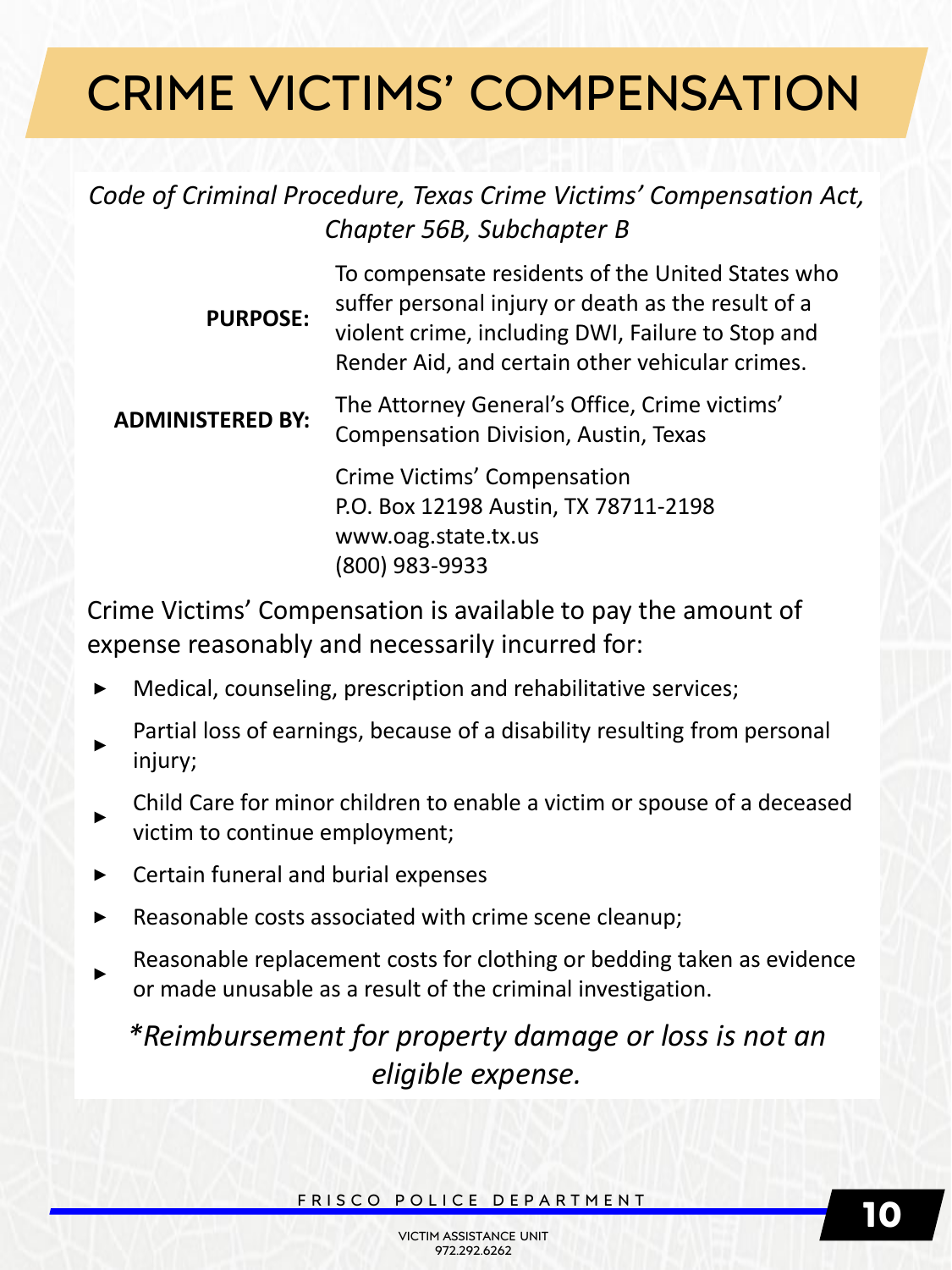# CRIME VICTIMS' COMPENSATION

*Code of Criminal Procedure, Texas Crime Victims' Compensation Act, Chapter 56B, Subchapter B*

| | |
|---|---|
| **PURPOSE:** | To compensate residents of the United States who suffer personal injury or death as the result of a violent crime, including DWI, Failure to Stop and Render Aid, and certain other vehicular crimes. |
| **ADMINISTERED BY:** | The Attorney General's Office, Crime victims' Compensation Division, Austin, Texas |
| | Crime Victims' Compensation<br>P.O. Box 12198 Austin, TX 78711-2198<br>www.oag.state.tx.us<br>(800) 983-9933 |

Crime Victims' Compensation is available to pay the amount of expense reasonably and necessarily incurred for:

- Medical, counseling, prescription and rehabilitative services;
- Partial loss of earnings, because of a disability resulting from personal injury;
- Child Care for minor children to enable a victim or spouse of a deceased victim to continue employment;
- Certain funeral and burial expenses
- Reasonable costs associated with crime scene cleanup;
- Reasonable replacement costs for clothing or bedding taken as evidence or made unusable as a result of the criminal investigation.

*\*Reimbursement for property damage or loss is not an eligible expense.*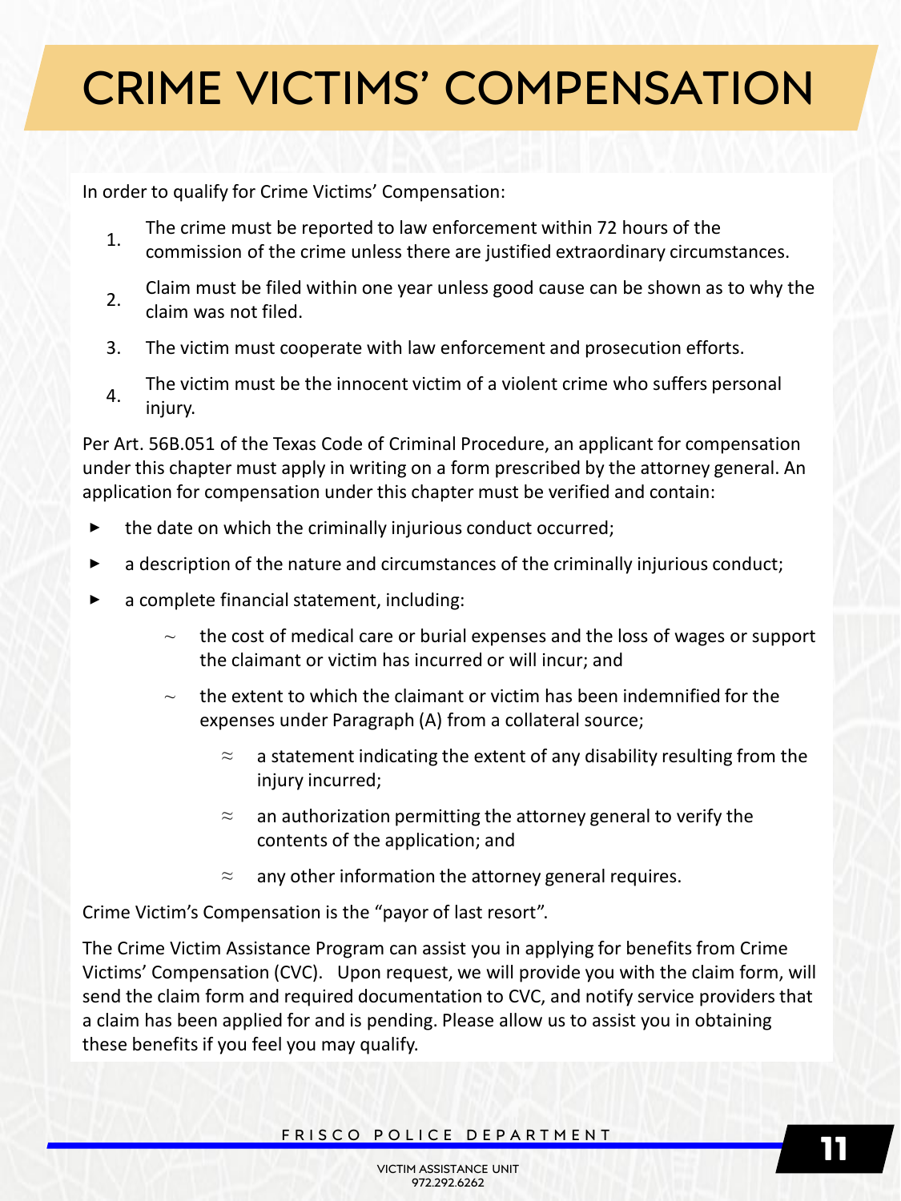# CRIME VICTIMS' COMPENSATION

In order to qualify for Crime Victims' Compensation:

1. The crime must be reported to law enforcement within 72 hours of the commission of the crime unless there are justified extraordinary circumstances.
2. Claim must be filed within one year unless good cause can be shown as to why the claim was not filed.
3. The victim must cooperate with law enforcement and prosecution efforts.
4. The victim must be the innocent victim of a violent crime who suffers personal injury.

Per Art. 56B.051 of the Texas Code of Criminal Procedure, an applicant for compensation under this chapter must apply in writing on a form prescribed by the attorney general. An application for compensation under this chapter must be verified and contain:

- the date on which the criminally injurious conduct occurred;
- a description of the nature and circumstances of the criminally injurious conduct;
- a complete financial statement, including:
  - the cost of medical care or burial expenses and the loss of wages or support the claimant or victim has incurred or will incur; and
  - the extent to which the claimant or victim has been indemnified for the expenses under Paragraph (A) from a collateral source;
    - a statement indicating the extent of any disability resulting from the injury incurred;
    - an authorization permitting the attorney general to verify the contents of the application; and
    - any other information the attorney general requires.

Crime Victim's Compensation is the "payor of last resort".

The Crime Victim Assistance Program can assist you in applying for benefits from Crime Victims' Compensation (CVC). Upon request, we will provide you with the claim form, will send the claim form and required documentation to CVC, and notify service providers that a claim has been applied for and is pending. Please allow us to assist you in obtaining these benefits if you feel you may qualify.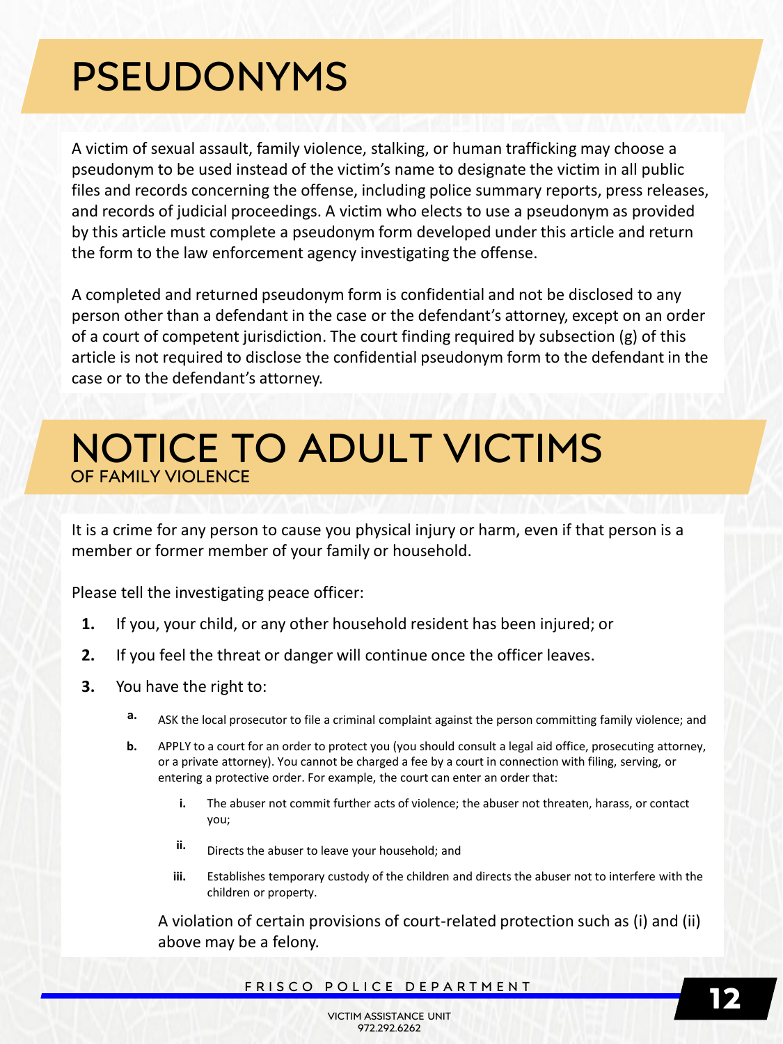# PSEUDONYMS

A victim of sexual assault, family violence, stalking, or human trafficking may choose a pseudonym to be used instead of the victim's name to designate the victim in all public files and records concerning the offense, including police summary reports, press releases, and records of judicial proceedings. A victim who elects to use a pseudonym as provided by this article must complete a pseudonym form developed under this article and return the form to the law enforcement agency investigating the offense.

A completed and returned pseudonym form is confidential and not be disclosed to any person other than a defendant in the case or the defendant's attorney, except on an order of a court of competent jurisdiction. The court finding required by subsection (g) of this article is not required to disclose the confidential pseudonym form to the defendant in the case or to the defendant's attorney.

# NOTICE TO ADULT VICTIMS

## OF FAMILY VIOLENCE

It is a crime for any person to cause you physical injury or harm, even if that person is a member or former member of your family or household.

Please tell the investigating peace officer:

1. If you, your child, or any other household resident has been injured; or
2. If you feel the threat or danger will continue once the officer leaves.
3. You have the right to:
   a. ASK the local prosecutor to file a criminal complaint against the person committing family violence; and
   b. APPLY to a court for an order to protect you (you should consult a legal aid office, prosecuting attorney, or a private attorney). You cannot be charged a fee by a court in connection with filing, serving, or entering a protective order. For example, the court can enter an order that:
      i. The abuser not commit further acts of violence; the abuser not threaten, harass, or contact you;
      ii. Directs the abuser to leave your household; and
      iii. Establishes temporary custody of the children and directs the abuser not to interfere with the children or property.

   A violation of certain provisions of court-related protection such as (i) and (ii) above may be a felony.

FRISCO POLICE DEPARTMENT

VICTIM ASSISTANCE UNIT
972.292.6262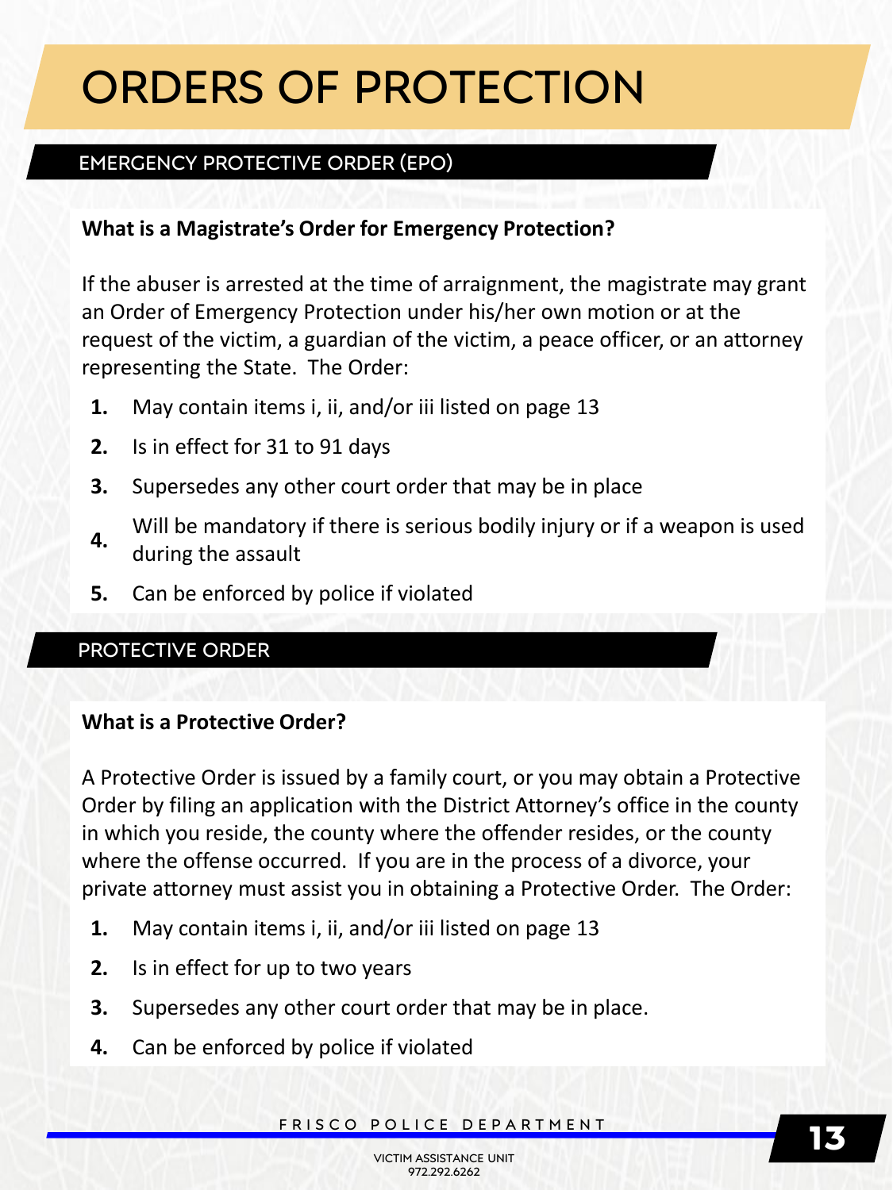# ORDERS OF PROTECTION

## EMERGENCY PROTECTIVE ORDER (EPO)

**What is a Magistrate's Order for Emergency Protection?**

If the abuser is arrested at the time of arraignment, the magistrate may grant an Order of Emergency Protection under his/her own motion or at the request of the victim, a guardian of the victim, a peace officer, or an attorney representing the State. The Order:

1. May contain items i, ii, and/or iii listed on page 13
2. Is in effect for 31 to 91 days
3. Supersedes any other court order that may be in place
4. Will be mandatory if there is serious bodily injury or if a weapon is used during the assault
5. Can be enforced by police if violated

## PROTECTIVE ORDER

**What is a Protective Order?**

A Protective Order is issued by a family court, or you may obtain a Protective Order by filing an application with the District Attorney's office in the county in which you reside, the county where the offender resides, or the county where the offense occurred. If you are in the process of a divorce, your private attorney must assist you in obtaining a Protective Order. The Order:

1. May contain items i, ii, and/or iii listed on page 13
2. Is in effect for up to two years
3. Supersedes any other court order that may be in place.
4. Can be enforced by police if violated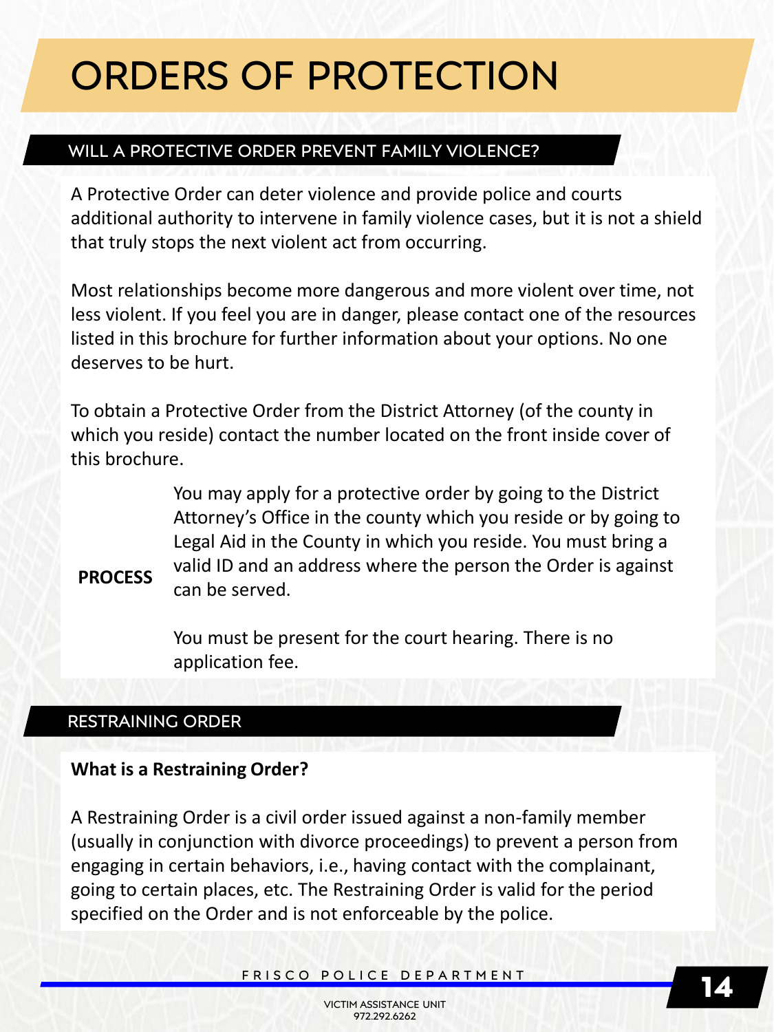# ORDERS OF PROTECTION

## WILL A PROTECTIVE ORDER PREVENT FAMILY VIOLENCE?

A Protective Order can deter violence and provide police and courts additional authority to intervene in family violence cases, but it is not a shield that truly stops the next violent act from occurring.

Most relationships become more dangerous and more violent over time, not less violent. If you feel you are in danger, please contact one of the resources listed in this brochure for further information about your options. No one deserves to be hurt.

To obtain a Protective Order from the District Attorney (of the county in which you reside) contact the number located on the front inside cover of this brochure.

**PROCESS**

You may apply for a protective order by going to the District Attorney's Office in the county which you reside or by going to Legal Aid in the County in which you reside. You must bring a valid ID and an address where the person the Order is against can be served.

You must be present for the court hearing. There is no application fee.

## RESTRAINING ORDER

**What is a Restraining Order?**

A Restraining Order is a civil order issued against a non-family member (usually in conjunction with divorce proceedings) to prevent a person from engaging in certain behaviors, i.e., having contact with the complainant, going to certain places, etc. The Restraining Order is valid for the period specified on the Order and is not enforceable by the police.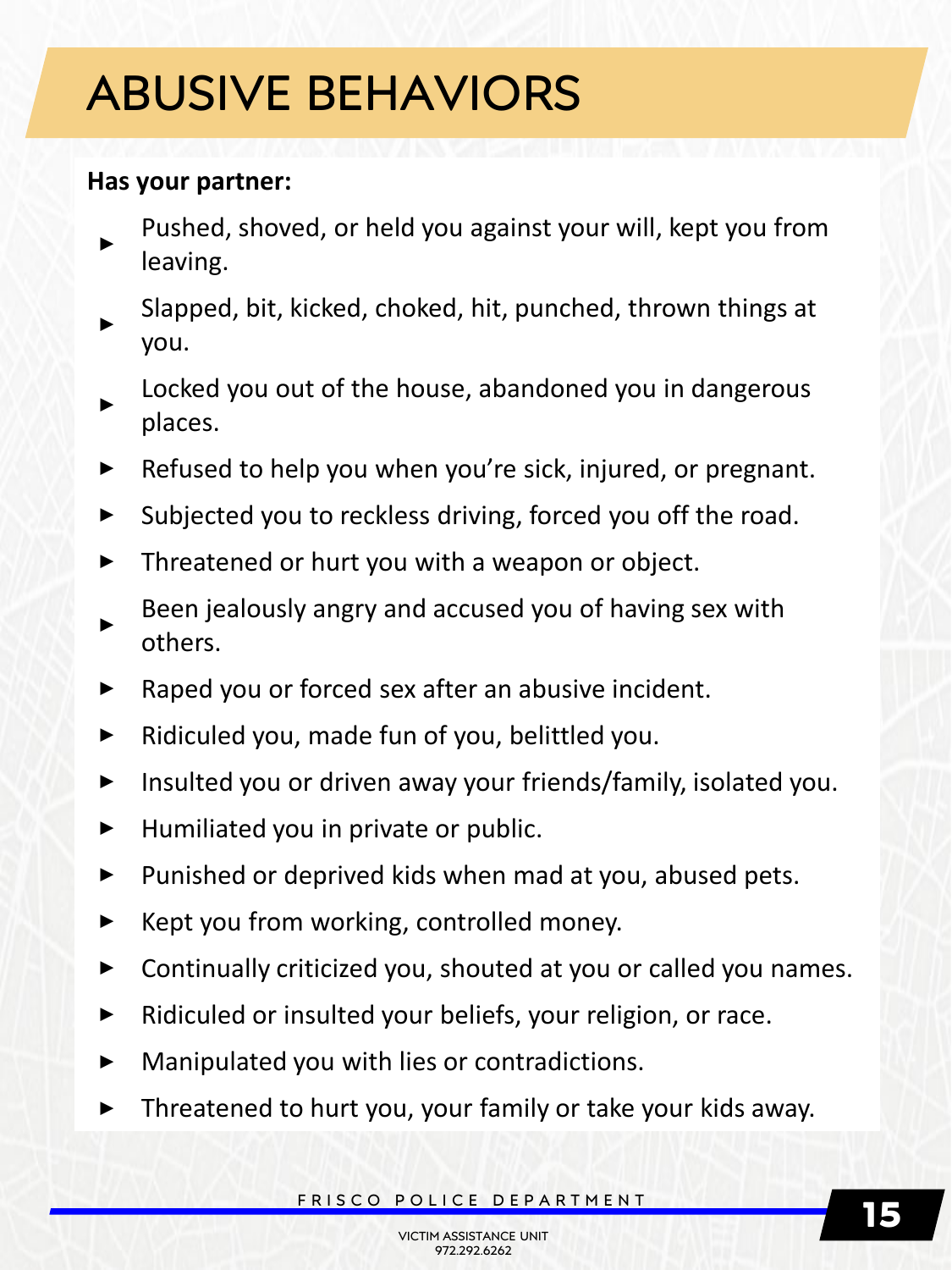# ABUSIVE BEHAVIORS

**Has your partner:**

- Pushed, shoved, or held you against your will, kept you from leaving.
- Slapped, bit, kicked, choked, hit, punched, thrown things at you.
- Locked you out of the house, abandoned you in dangerous places.
- Refused to help you when you're sick, injured, or pregnant.
- Subjected you to reckless driving, forced you off the road.
- Threatened or hurt you with a weapon or object.
- Been jealously angry and accused you of having sex with others.
- Raped you or forced sex after an abusive incident.
- Ridiculed you, made fun of you, belittled you.
- Insulted you or driven away your friends/family, isolated you.
- Humiliated you in private or public.
- Punished or deprived kids when mad at you, abused pets.
- Kept you from working, controlled money.
- Continually criticized you, shouted at you or called you names.
- Ridiculed or insulted your beliefs, your religion, or race.
- Manipulated you with lies or contradictions.
- Threatened to hurt you, your family or take your kids away.

FRISCO POLICE DEPARTMENT

VICTIM ASSISTANCE UNIT
972.292.6262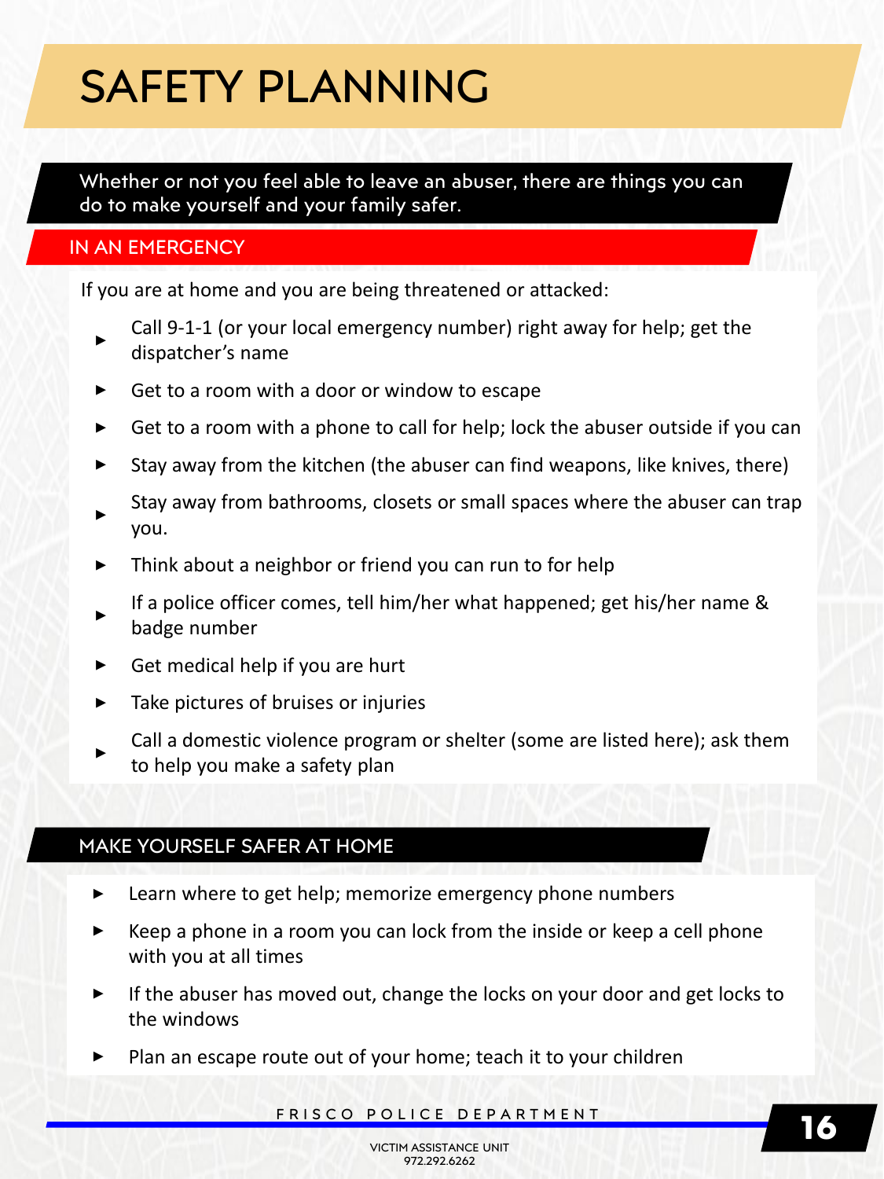# SAFETY PLANNING

Whether or not you feel able to leave an abuser, there are things you can do to make yourself and your family safer.

## IN AN EMERGENCY

If you are at home and you are being threatened or attacked:

- Call 9-1-1 (or your local emergency number) right away for help; get the dispatcher's name
- Get to a room with a door or window to escape
- Get to a room with a phone to call for help; lock the abuser outside if you can
- Stay away from the kitchen (the abuser can find weapons, like knives, there)
- Stay away from bathrooms, closets or small spaces where the abuser can trap you.
- Think about a neighbor or friend you can run to for help
- If a police officer comes, tell him/her what happened; get his/her name & badge number
- Get medical help if you are hurt
- Take pictures of bruises or injuries
- Call a domestic violence program or shelter (some are listed here); ask them to help you make a safety plan

## MAKE YOURSELF SAFER AT HOME

- Learn where to get help; memorize emergency phone numbers
- Keep a phone in a room you can lock from the inside or keep a cell phone with you at all times
- If the abuser has moved out, change the locks on your door and get locks to the windows
- Plan an escape route out of your home; teach it to your children

FRISCO POLICE DEPARTMENT

VICTIM ASSISTANCE UNIT
972.292.6262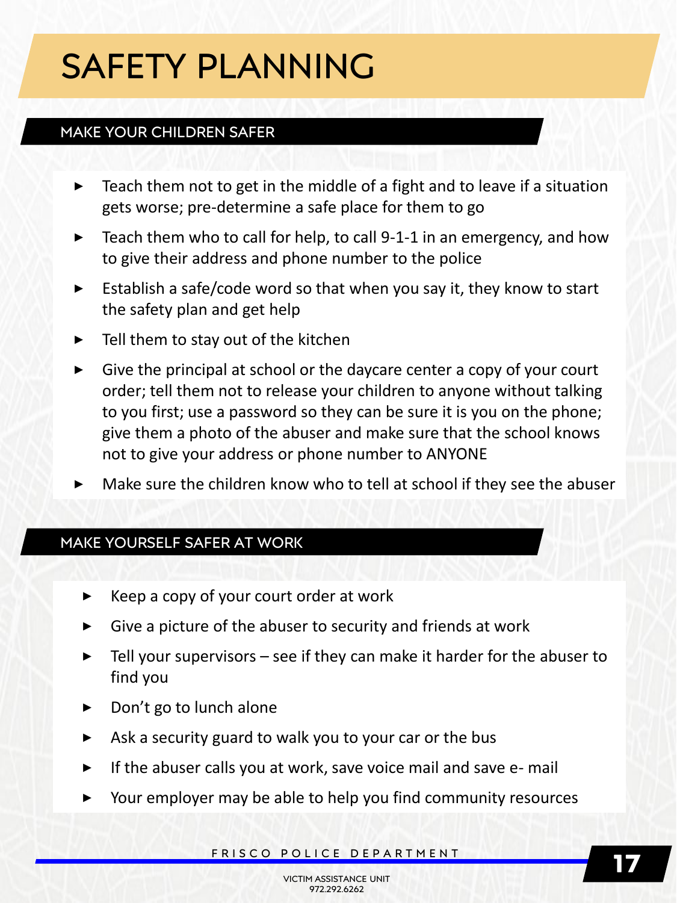# SAFETY PLANNING

## MAKE YOUR CHILDREN SAFER

- Teach them not to get in the middle of a fight and to leave if a situation gets worse; pre-determine a safe place for them to go
- Teach them who to call for help, to call 9-1-1 in an emergency, and how to give their address and phone number to the police
- Establish a safe/code word so that when you say it, they know to start the safety plan and get help
- Tell them to stay out of the kitchen
- Give the principal at school or the daycare center a copy of your court order; tell them not to release your children to anyone without talking to you first; use a password so they can be sure it is you on the phone; give them a photo of the abuser and make sure that the school knows not to give your address or phone number to ANYONE
- Make sure the children know who to tell at school if they see the abuser

## MAKE YOURSELF SAFER AT WORK

- Keep a copy of your court order at work
- Give a picture of the abuser to security and friends at work
- Tell your supervisors – see if they can make it harder for the abuser to find you
- Don't go to lunch alone
- Ask a security guard to walk you to your car or the bus
- If the abuser calls you at work, save voice mail and save e- mail
- Your employer may be able to help you find community resources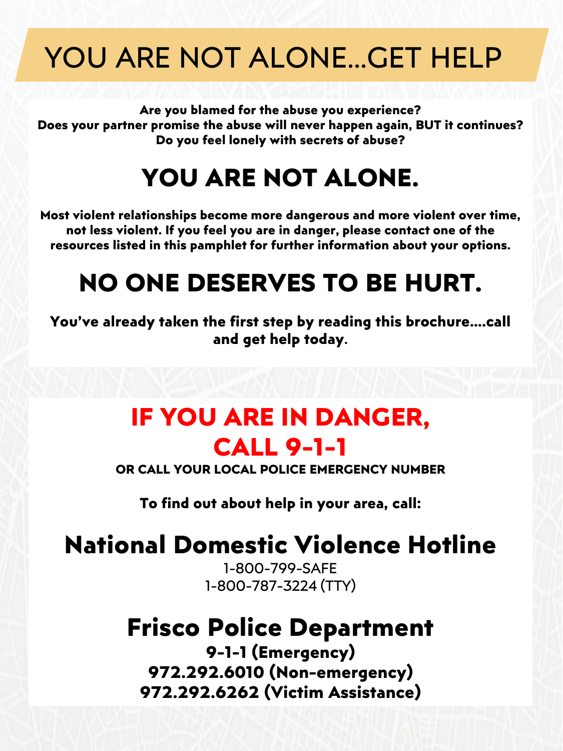# YOU ARE NOT ALONE...GET HELP

**Are you blamed for the abuse you experience?**
**Does your partner promise the abuse will never happen again, BUT it continues?**
**Do you feel lonely with secrets of abuse?**

## YOU ARE NOT ALONE.

**Most violent relationships become more dangerous and more violent over time, not less violent. If you feel you are in danger, please contact one of the resources listed in this pamphlet for further information about your options.**

## NO ONE DESERVES TO BE HURT.

**You've already taken the first step by reading this brochure....call and get help today.**

## IF YOU ARE IN DANGER, CALL 9-1-1

**OR CALL YOUR LOCAL POLICE EMERGENCY NUMBER**

**To find out about help in your area, call:**

## National Domestic Violence Hotline

1-800-799-SAFE
1-800-787-3224 (TTY)

## Frisco Police Department

**9-1-1 (Emergency)**
**972.292.6010 (Non-emergency)**
**972.292.6262 (Victim Assistance)**